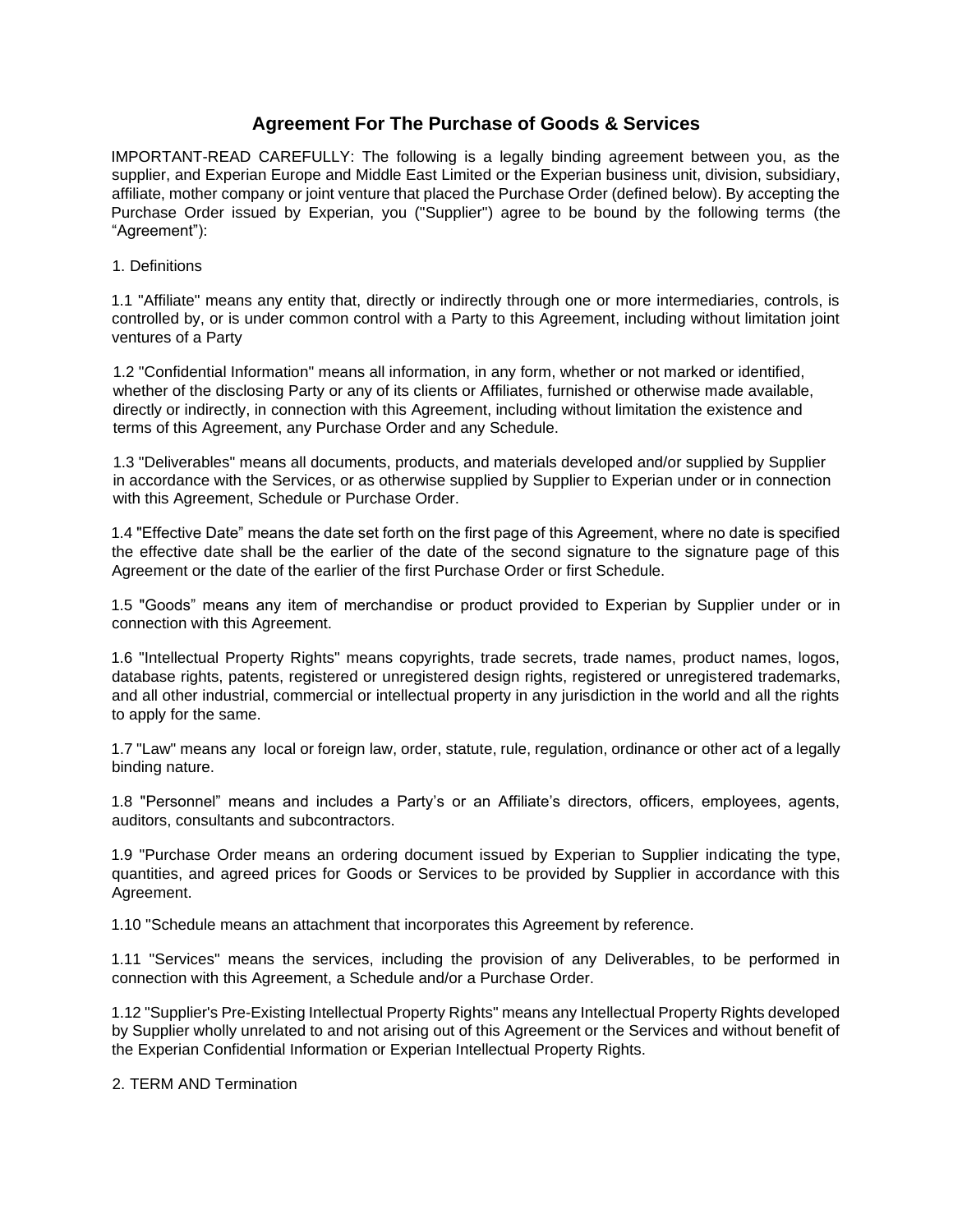# Agreement For The Purchase of Goods & Services

IMPORTANT-READ CAREFULLY: The following is a legally binding agreement between you, as the supplier, and Experian Europe and Middle East Limited or the Experian business unit, division, subsidiary, affiliate, mother company or joint venture that placed the Purchase Order (defined below). By accepting the Purchase Order issued by Experian, you ("Supplier") agree to be bound by the following terms (the "Agreement"):

1. Definitions

1.1 "Affiliate" means any entity that, directly or indirectly through one or more intermediaries, controls, is controlled by, or is under common control with a Party to this Agreement, including without limitation joint ventures of a Party

1.2 "Confidential Information" means all information, in any form, whether or not marked or identified, whether of the disclosing Party or any of its clients or Affiliates, furnished or otherwise made available, directly or indirectly, in connection with this Agreement, including without limitation the existence and terms of this Agreement, any Purchase Order and any Schedule.

1.3 "Deliverables" means all documents, products, and materials developed and/or supplied by Supplier in accordance with the Services, or as otherwise supplied by Supplier to Experian under or in connection with this Agreement, Schedule or Purchase Order.

1.4 "Effective Date" means the date set forth on the first page of this Agreement, where no date is specified the effective date shall be the earlier of the date of the second signature to the signature page of this Agreement or the date of the earlier of the first Purchase Order or first Schedule.

1.5 "Goods" means any item of merchandise or product provided to Experian by Supplier under or in connection with this Agreement.

1.6 "Intellectual Property Rights" means copyrights, trade secrets, trade names, product names, logos, database rights, patents, registered or unregistered design rights, registered or unregistered trademarks, and all other industrial, commercial or intellectual property in any jurisdiction in the world and all the rights to apply for the same.

1.7 "Law" means any local or foreign law, order, statute, rule, regulation, ordinance or other act of a legally binding nature.

1.8 "Personnel" means and includes a Party's or an Affiliate's directors, officers, employees, agents, auditors, consultants and subcontractors.

1.9 "Purchase Order means an ordering document issued by Experian to Supplier indicating the type, quantities, and agreed prices for Goods or Services to be provided by Supplier in accordance with this Agreement.

1.10 "Schedule means an attachment that incorporates this Agreement by reference.

1.11 "Services" means the services, including the provision of any Deliverables, to be performed in connection with this Agreement, a Schedule and/or a Purchase Order.

1.12 "Supplier's Pre-Existing Intellectual Property Rights" means any Intellectual Property Rights developed by Supplier wholly unrelated to and not arising out of this Agreement or the Services and without benefit of the Experian Confidential Information or Experian Intellectual Property Rights.

2. TERM AND Termination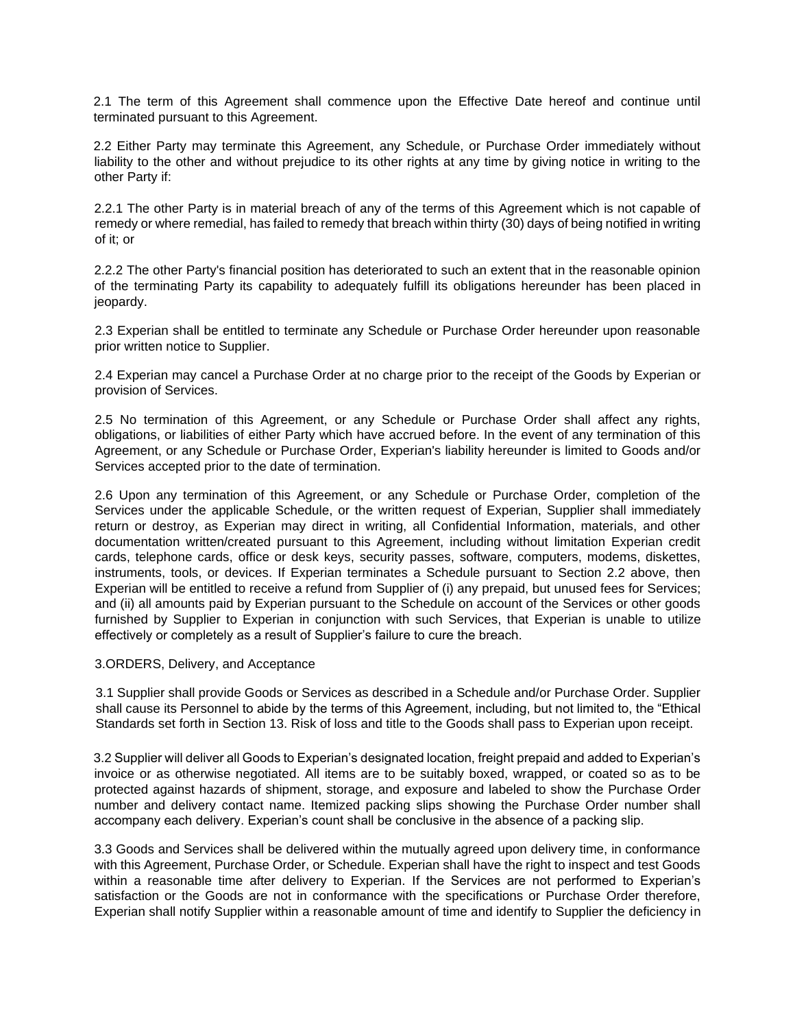2.1 The term of this Agreement shall commence upon the Effective Date hereof and continue until terminated pursuant to this Agreement.

2.2 Either Party may terminate this Agreement, any Schedule, or Purchase Order immediately without liability to the other and without prejudice to its other rights at any time by giving notice in writing to the other Party if:

2.2.1 The other Party is in material breach of any of the terms of this Agreement which is not capable of remedy or where remedial, has failed to remedy that breach within thirty (30) days of being notified in writing of it; or

2.2.2 The other Party's financial position has deteriorated to such an extent that in the reasonable opinion of the terminating Party its capability to adequately fulfill its obligations hereunder has been placed in jeopardy.

2.3 Experian shall be entitled to terminate any Schedule or Purchase Order hereunder upon reasonable prior written notice to Supplier.

2.4 Experian may cancel a Purchase Order at no charge prior to the receipt of the Goods by Experian or provision of Services.

2.5 No termination of this Agreement, or any Schedule or Purchase Order shall affect any rights, obligations, or liabilities of either Party which have accrued before. In the event of any termination of this Agreement, or any Schedule or Purchase Order, Experian's liability hereunder is limited to Goods and/or Services accepted prior to the date of termination.

2.6 Upon any termination of this Agreement, or any Schedule or Purchase Order, completion of the Services under the applicable Schedule, or the written request of Experian, Supplier shall immediately return or destroy, as Experian may direct in writing, all Confidential Information, materials, and other documentation written/created pursuant to this Agreement, including without limitation Experian credit cards, telephone cards, office or desk keys, security passes, software, computers, modems, diskettes, instruments, tools, or devices. If Experian terminates a Schedule pursuant to Section 2.2 above, then Experian will be entitled to receive a refund from Supplier of (i) any prepaid, but unused fees for Services; and (ii) all amounts paid by Experian pursuant to the Schedule on account of the Services or other goods furnished by Supplier to Experian in conjunction with such Services, that Experian is unable to utilize effectively or completely as a result of Supplier's failure to cure the breach.

3.ORDERS, Delivery, and Acceptance

3.1 Supplier shall provide Goods or Services as described in a Schedule and/or Purchase Order. Supplier shall cause its Personnel to abide by the terms of this Agreement, including, but not limited to, the "Ethical Standards set forth in Section 13. Risk of loss and title to the Goods shall pass to Experian upon receipt.

3.2 Supplier will deliver all Goods to Experian's designated location, freight prepaid and added to Experian's invoice or as otherwise negotiated. All items are to be suitably boxed, wrapped, or coated so as to be protected against hazards of shipment, storage, and exposure and labeled to show the Purchase Order number and delivery contact name. Itemized packing slips showing the Purchase Order number shall accompany each delivery. Experian's count shall be conclusive in the absence of a packing slip.

3.3 Goods and Services shall be delivered within the mutually agreed upon delivery time, in conformance with this Agreement, Purchase Order, or Schedule. Experian shall have the right to inspect and test Goods within a reasonable time after delivery to Experian. If the Services are not performed to Experian's satisfaction or the Goods are not in conformance with the specifications or Purchase Order therefore, Experian shall notify Supplier within a reasonable amount of time and identify to Supplier the deficiency in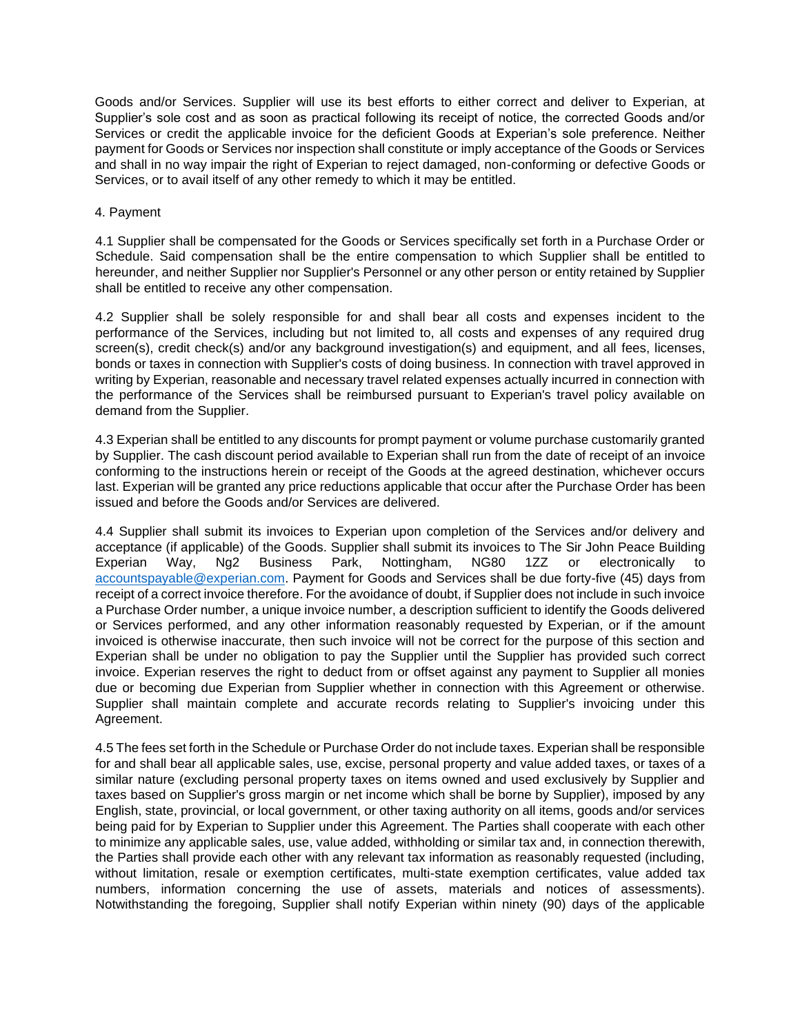Goods and/or Services. Supplier will use its best efforts to either correct and deliver to Experian, at Supplier's sole cost and as soon as practical following its receipt of notice, the corrected Goods and/or Services or credit the applicable invoice for the deficient Goods at Experian's sole preference. Neither payment for Goods or Services nor inspection shall constitute or imply acceptance of the Goods or Services and shall in no way impair the right of Experian to reject damaged, non-conforming or defective Goods or Services, or to avail itself of any other remedy to which it may be entitled.

4. Payment

4.1 Supplier shall be compensated for the Goods or Services specifically set forth in a Purchase Order or Schedule. Said compensation shall be the entire compensation to which Supplier shall be entitled to hereunder, and neither Supplier nor Supplier's Personnel or any other person or entity retained by Supplier shall be entitled to receive any other compensation.

4.2 Supplier shall be solely responsible for and shall bear all costs and expenses incident to the performance of the Services, including but not limited to, all costs and expenses of any required drug screen(s), credit check(s) and/or any background investigation(s) and equipment, and all fees, licenses, bonds or taxes in connection with Supplier's costs of doing business. In connection with travel approved in writing by Experian, reasonable and necessary travel related expenses actually incurred in connection with the performance of the Services shall be reimbursed pursuant to Experian's travel policy available on demand from the Supplier.

4.3 Experian shall be entitled to any discounts for prompt payment or volume purchase customarily granted by Supplier. The cash discount period available to Experian shall run from the date of receipt of an invoice conforming to the instructions herein or receipt of the Goods at the agreed destination, whichever occurs last. Experian will be granted any price reductions applicable that occur after the Purchase Order has been issued and before the Goods and/or Services are delivered.

4.4 Supplier shall submit its invoices to Experian upon completion of the Services and/or delivery and acceptance (if applicable) of the Goods. Supplier shall submit its invoices to The Sir John Peace Building Experian Way, Ng2 Business Park, Nottingham, NG80 1ZZ or electronically to accountspayable@experian.com. Payment for Goods and Services shall be due forty-five (45) days from receipt of a correct invoice therefore. For the avoidance of doubt, if Supplier does not include in such invoice a Purchase Order number, a unique invoice number, a description sufficient to identify the Goods delivered or Services performed, and any other information reasonably requested by Experian, or if the amount invoiced is otherwise inaccurate, then such invoice will not be correct for the purpose of this section and Experian shall be under no obligation to pay the Supplier until the Supplier has provided such correct invoice. Experian reserves the right to deduct from or offset against any payment to Supplier all monies due or becoming due Experian from Supplier whether in connection with this Agreement or otherwise. Supplier shall maintain complete and accurate records relating to Supplier's invoicing under this Agreement.

4.5 The fees set forth in the Schedule or Purchase Order do not include taxes. Experian shall be responsible for and shall bear all applicable sales, use, excise, personal property and value added taxes, or taxes of a similar nature (excluding personal property taxes on items owned and used exclusively by Supplier and taxes based on Supplier's gross margin or net income which shall be borne by Supplier), imposed by any English, state, provincial, or local government, or other taxing authority on all items, goods and/or services being paid for by Experian to Supplier under this Agreement. The Parties shall cooperate with each other to minimize any applicable sales, use, value added, withholding or similar tax and, in connection therewith, the Parties shall provide each other with any relevant tax information as reasonably requested (including, without limitation, resale or exemption certificates, multi-state exemption certificates, value added tax numbers, information concerning the use of assets, materials and notices of assessments). Notwithstanding the foregoing, Supplier shall notify Experian within ninety (90) days of the applicable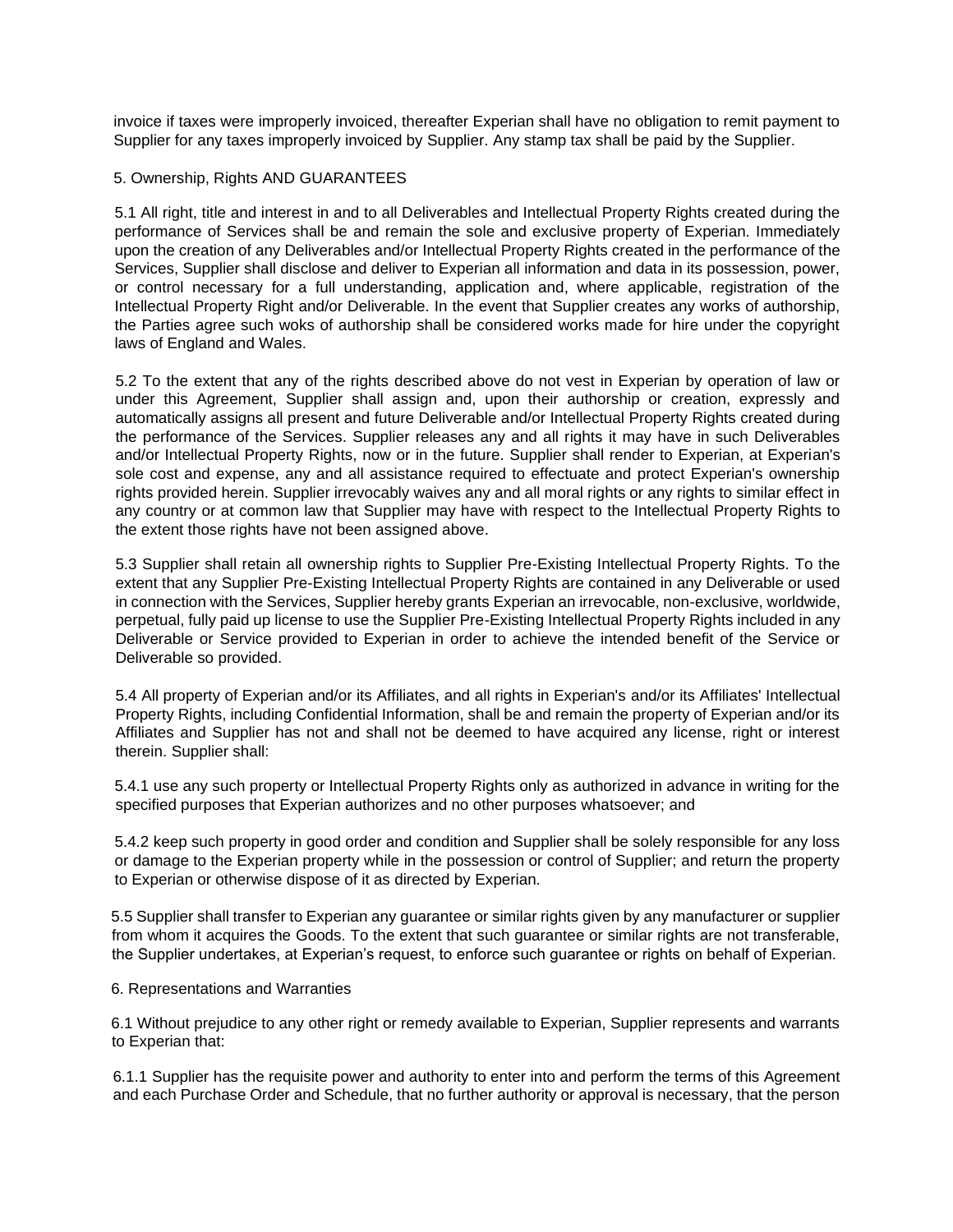invoice if taxes were improperly invoiced, thereafter Experian shall have no obligation to remit payment to Supplier for any taxes improperly invoiced by Supplier. Any stamp tax shall be paid by the Supplier.

5. Ownership, Rights AND GUARANTEES

5.1 All right, title and interest in and to all Deliverables and Intellectual Property Rights created during the performance of Services shall be and remain the sole and exclusive property of Experian. Immediately upon the creation of any Deliverables and/or Intellectual Property Rights created in the performance of the Services, Supplier shall disclose and deliver to Experian all information and data in its possession, power, or control necessary for a full understanding, application and, where applicable, registration of the Intellectual Property Right and/or Deliverable. In the event that Supplier creates any works of authorship, the Parties agree such woks of authorship shall be considered works made for hire under the copyright laws of England and Wales.

5.2 To the extent that any of the rights described above do not vest in Experian by operation of law or under this Agreement, Supplier shall assign and, upon their authorship or creation, expressly and automatically assigns all present and future Deliverable and/or Intellectual Property Rights created during the performance of the Services. Supplier releases any and all rights it may have in such Deliverables and/or Intellectual Property Rights, now or in the future. Supplier shall render to Experian, at Experian's sole cost and expense, any and all assistance required to effectuate and protect Experian's ownership rights provided herein. Supplier irrevocably waives any and all moral rights or any rights to similar effect in any country or at common law that Supplier may have with respect to the Intellectual Property Rights to the extent those rights have not been assigned above.

5.3 Supplier shall retain all ownership rights to Supplier Pre-Existing Intellectual Property Rights. To the extent that any Supplier Pre-Existing Intellectual Property Rights are contained in any Deliverable or used in connection with the Services, Supplier hereby grants Experian an irrevocable, non-exclusive, worldwide, perpetual, fully paid up license to use the Supplier Pre-Existing Intellectual Property Rights included in any Deliverable or Service provided to Experian in order to achieve the intended benefit of the Service or Deliverable so provided.

5.4 All property of Experian and/or its Affiliates, and all rights in Experian's and/or its Affiliates' Intellectual Property Rights, including Confidential Information, shall be and remain the property of Experian and/or its Affiliates and Supplier has not and shall not be deemed to have acquired any license, right or interest therein. Supplier shall:

5.4.1 use any such property or Intellectual Property Rights only as authorized in advance in writing for the specified purposes that Experian authorizes and no other purposes whatsoever; and

5.4.2 keep such property in good order and condition and Supplier shall be solely responsible for any loss or damage to the Experian property while in the possession or control of Supplier; and return the property to Experian or otherwise dispose of it as directed by Experian.

5.5 Supplier shall transfer to Experian any guarantee or similar rights given by any manufacturer or supplier from whom it acquires the Goods. To the extent that such guarantee or similar rights are not transferable, the Supplier undertakes, at Experian's request, to enforce such guarantee or rights on behalf of Experian.

6. Representations and Warranties

6.1 Without prejudice to any other right or remedy available to Experian, Supplier represents and warrants to Experian that:

6.1.1 Supplier has the requisite power and authority to enter into and perform the terms of this Agreement and each Purchase Order and Schedule, that no further authority or approval is necessary, that the person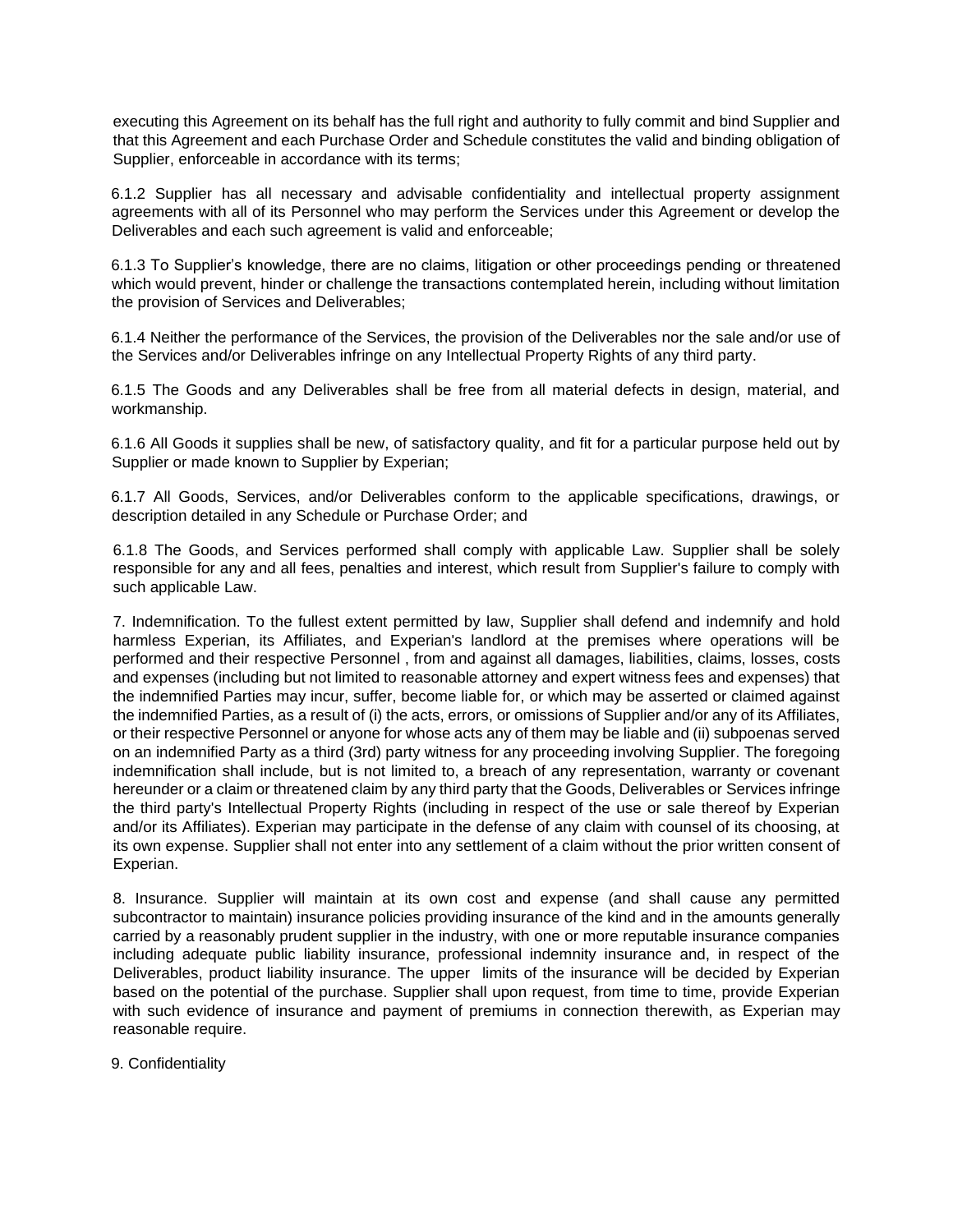executing this Agreement on its behalf has the full right and authority to fully commit and bind Supplier and that this Agreement and each Purchase Order and Schedule constitutes the valid and binding obligation of Supplier, enforceable in accordance with its terms;

6.1.2 Supplier has all necessary and advisable confidentiality and intellectual property assignment agreements with all of its Personnel who may perform the Services under this Agreement or develop the Deliverables and each such agreement is valid and enforceable;

6.1.3 To Supplier's knowledge, there are no claims, litigation or other proceedings pending or threatened which would prevent, hinder or challenge the transactions contemplated herein, including without limitation the provision of Services and Deliverables;

6.1.4 Neither the performance of the Services, the provision of the Deliverables nor the sale and/or use of the Services and/or Deliverables infringe on any Intellectual Property Rights of any third party.

6.1.5 The Goods and any Deliverables shall be free from all material defects in design, material, and workmanship.

6.1.6 All Goods it supplies shall be new, of satisfactory quality, and fit for a particular purpose held out by Supplier or made known to Supplier by Experian;

6.1.7 All Goods, Services, and/or Deliverables conform to the applicable specifications, drawings, or description detailed in any Schedule or Purchase Order; and

6.1.8 The Goods, and Services performed shall comply with applicable Law. Supplier shall be solely responsible for any and all fees, penalties and interest, which result from Supplier's failure to comply with such applicable Law.

7. Indemnification. To the fullest extent permitted by law, Supplier shall defend and indemnify and hold harmless Experian, its Affiliates, and Experian's landlord at the premises where operations will be performed and their respective Personnel , from and against all damages, liabilities, claims, losses, costs and expenses (including but not limited to reasonable attorney and expert witness fees and expenses) that the indemnified Parties may incur, suffer, become liable for, or which may be asserted or claimed against the indemnified Parties, as a result of (i) the acts, errors, or omissions of Supplier and/or any of its Affiliates, or their respective Personnel or anyone for whose acts any of them may be liable and (ii) subpoenas served on an indemnified Party as a third (3rd) party witness for any proceeding involving Supplier. The foregoing indemnification shall include, but is not limited to, a breach of any representation, warranty or covenant hereunder or a claim or threatened claim by any third party that the Goods, Deliverables or Services infringe the third party's Intellectual Property Rights (including in respect of the use or sale thereof by Experian and/or its Affiliates). Experian may participate in the defense of any claim with counsel of its choosing, at its own expense. Supplier shall not enter into any settlement of a claim without the prior written consent of Experian.

8. Insurance. Supplier will maintain at its own cost and expense (and shall cause any permitted subcontractor to maintain) insurance policies providing insurance of the kind and in the amounts generally carried by a reasonably prudent supplier in the industry, with one or more reputable insurance companies including adequate public liability insurance, professional indemnity insurance and, in respect of the Deliverables, product liability insurance. The upper limits of the insurance will be decided by Experian based on the potential of the purchase. Supplier shall upon request, from time to time, provide Experian with such evidence of insurance and payment of premiums in connection therewith, as Experian may reasonable require.

9. Confidentiality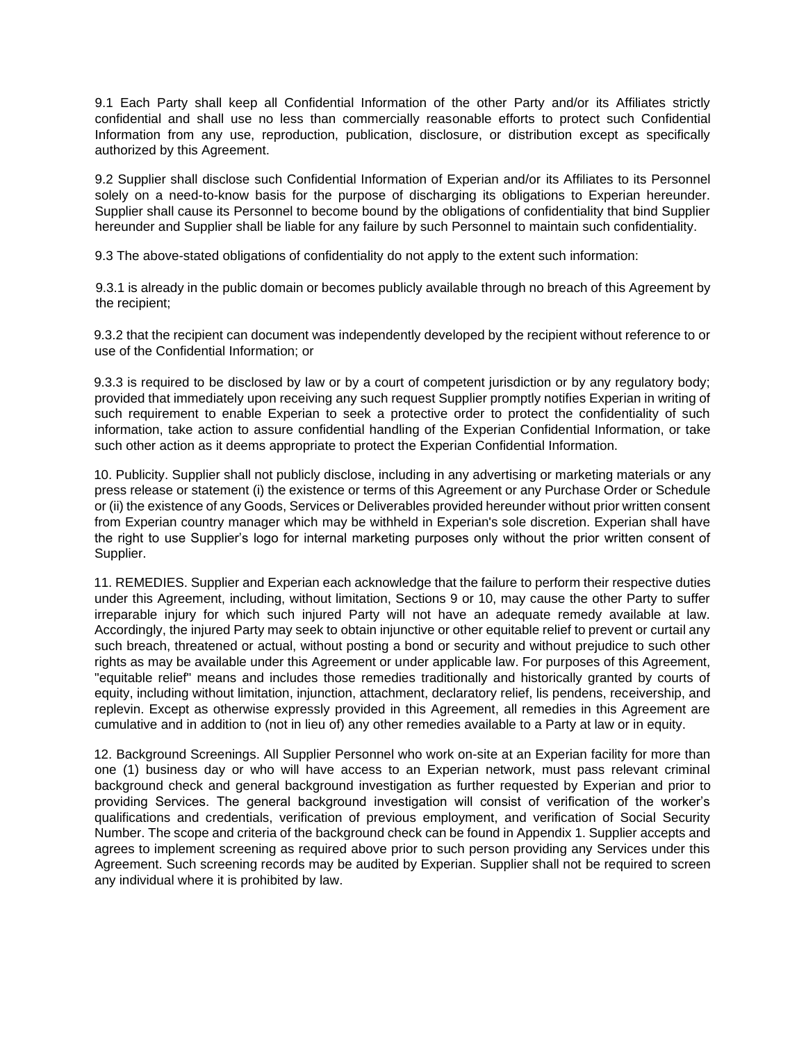9.1 Each Party shall keep all Confidential Information of the other Party and/or its Affiliates strictly confidential and shall use no less than commercially reasonable efforts to protect such Confidential Information from any use, reproduction, publication, disclosure, or distribution except as specifically authorized by this Agreement.

9.2 Supplier shall disclose such Confidential Information of Experian and/or its Affiliates to its Personnel solely on a need-to-know basis for the purpose of discharging its obligations to Experian hereunder. Supplier shall cause its Personnel to become bound by the obligations of confidentiality that bind Supplier hereunder and Supplier shall be liable for any failure by such Personnel to maintain such confidentiality.

9.3 The above-stated obligations of confidentiality do not apply to the extent such information:

9.3.1 is already in the public domain or becomes publicly available through no breach of this Agreement by the recipient;

9.3.2 that the recipient can document was independently developed by the recipient without reference to or use of the Confidential Information; or

9.3.3 is required to be disclosed by law or by a court of competent jurisdiction or by any regulatory body; provided that immediately upon receiving any such request Supplier promptly notifies Experian in writing of such requirement to enable Experian to seek a protective order to protect the confidentiality of such information, take action to assure confidential handling of the Experian Confidential Information, or take such other action as it deems appropriate to protect the Experian Confidential Information.

10. Publicity. Supplier shall not publicly disclose, including in any advertising or marketing materials or any press release or statement (i) the existence or terms of this Agreement or any Purchase Order or Schedule or (ii) the existence of any Goods, Services or Deliverables provided hereunder without prior written consent from Experian country manager which may be withheld in Experian's sole discretion. Experian shall have the right to use Supplier's logo for internal marketing purposes only without the prior written consent of Supplier.

11. REMEDIES. Supplier and Experian each acknowledge that the failure to perform their respective duties under this Agreement, including, without limitation, Sections 9 or 10, may cause the other Party to suffer irreparable injury for which such injured Party will not have an adequate remedy available at law. Accordingly, the injured Party may seek to obtain injunctive or other equitable relief to prevent or curtail any such breach, threatened or actual, without posting a bond or security and without prejudice to such other rights as may be available under this Agreement or under applicable law. For purposes of this Agreement, "equitable relief" means and includes those remedies traditionally and historically granted by courts of equity, including without limitation, injunction, attachment, declaratory relief, lis pendens, receivership, and replevin. Except as otherwise expressly provided in this Agreement, all remedies in this Agreement are cumulative and in addition to (not in lieu of) any other remedies available to a Party at law or in equity.

12. Background Screenings. All Supplier Personnel who work on-site at an Experian facility for more than one (1) business day or who will have access to an Experian network, must pass relevant criminal background check and general background investigation as further requested by Experian and prior to providing Services. The general background investigation will consist of verification of the worker's qualifications and credentials, verification of previous employment, and verification of Social Security Number. The scope and criteria of the background check can be found in Appendix 1. Supplier accepts and agrees to implement screening as required above prior to such person providing any Services under this Agreement. Such screening records may be audited by Experian. Supplier shall not be required to screen any individual where it is prohibited by law.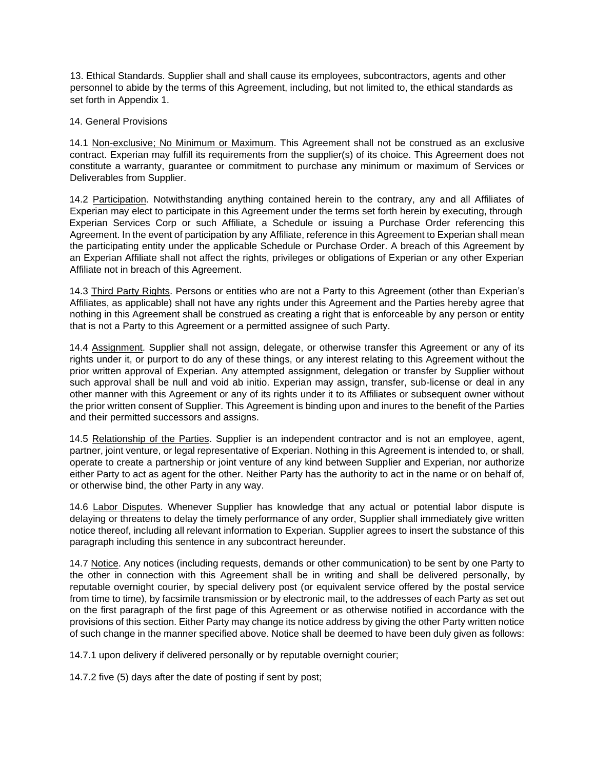13. Ethical Standards. Supplier shall and shall cause its employees, subcontractors, agents and other personnel to abide by the terms of this Agreement, including, but not limited to, the ethical standards as set forth in Appendix 1.

14. General Provisions

14.1 Non-exclusive; No Minimum or Maximum. This Agreement shall not be construed as an exclusive contract. Experian may fulfill its requirements from the supplier(s) of its choice. This Agreement does not constitute a warranty, guarantee or commitment to purchase any minimum or maximum of Services or Deliverables from Supplier.

14.2 Participation. Notwithstanding anything contained herein to the contrary, any and all Affiliates of Experian may elect to participate in this Agreement under the terms set forth herein by executing, through Experian Services Corp or such Affiliate, a Schedule or issuing a Purchase Order referencing this Agreement. In the event of participation by any Affiliate, reference in this Agreement to Experian shall mean the participating entity under the applicable Schedule or Purchase Order. A breach of this Agreement by an Experian Affiliate shall not affect the rights, privileges or obligations of Experian or any other Experian Affiliate not in breach of this Agreement.

14.3 Third Party Rights. Persons or entities who are not a Party to this Agreement (other than Experian's Affiliates, as applicable) shall not have any rights under this Agreement and the Parties hereby agree that nothing in this Agreement shall be construed as creating a right that is enforceable by any person or entity that is not a Party to this Agreement or a permitted assignee of such Party.

14.4 Assignment. Supplier shall not assign, delegate, or otherwise transfer this Agreement or any of its rights under it, or purport to do any of these things, or any interest relating to this Agreement without the prior written approval of Experian. Any attempted assignment, delegation or transfer by Supplier without such approval shall be null and void ab initio. Experian may assign, transfer, sub-license or deal in any other manner with this Agreement or any of its rights under it to its Affiliates or subsequent owner without the prior written consent of Supplier. This Agreement is binding upon and inures to the benefit of the Parties and their permitted successors and assigns.

14.5 Relationship of the Parties. Supplier is an independent contractor and is not an employee, agent, partner, joint venture, or legal representative of Experian. Nothing in this Agreement is intended to, or shall, operate to create a partnership or joint venture of any kind between Supplier and Experian, nor authorize either Party to act as agent for the other. Neither Party has the authority to act in the name or on behalf of, or otherwise bind, the other Party in any way.

14.6 Labor Disputes. Whenever Supplier has knowledge that any actual or potential labor dispute is delaying or threatens to delay the timely performance of any order, Supplier shall immediately give written notice thereof, including all relevant information to Experian. Supplier agrees to insert the substance of this paragraph including this sentence in any subcontract hereunder.

14.7 Notice. Any notices (including requests, demands or other communication) to be sent by one Party to the other in connection with this Agreement shall be in writing and shall be delivered personally, by reputable overnight courier, by special delivery post (or equivalent service offered by the postal service from time to time), by facsimile transmission or by electronic mail, to the addresses of each Party as set out on the first paragraph of the first page of this Agreement or as otherwise notified in accordance with the provisions of this section. Either Party may change its notice address by giving the other Party written notice of such change in the manner specified above. Notice shall be deemed to have been duly given as follows:

14.7.1 upon delivery if delivered personally or by reputable overnight courier;

14.7.2 five (5) days after the date of posting if sent by post;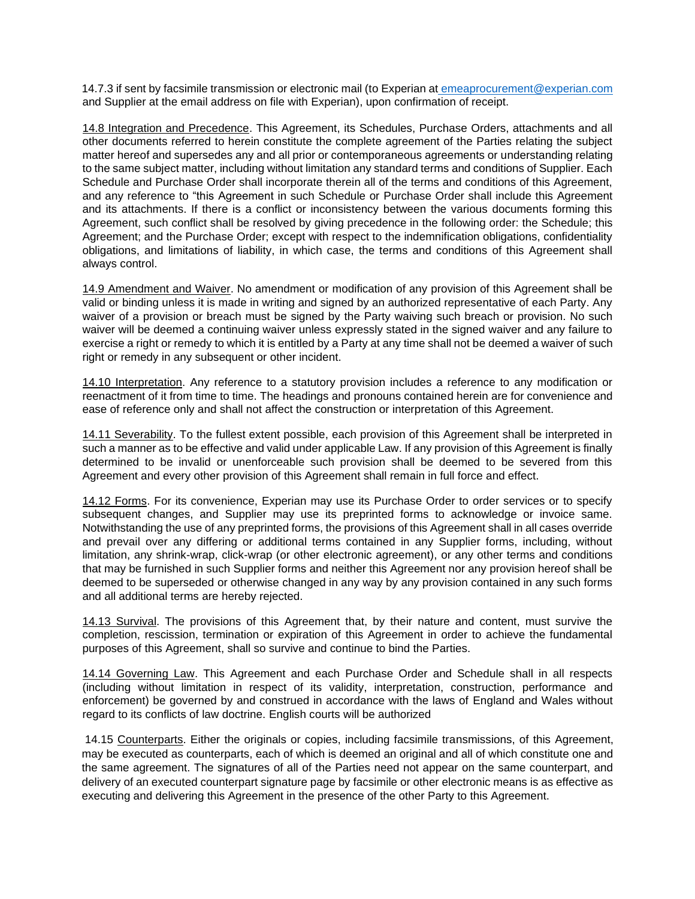14.7.3 if sent by facsimile transmission or electronic mail (to Experian at emeaprocurement@experian.com and Supplier at the email address on file with Experian), upon confirmation of receipt.

<u>14.8 Integration and Precedence</u>. This Agreement, its Schedules, Purchase Orders, attachments and all other documents referred to herein constitute the complete agreement of the Parties relating the subject matter hereof and supersedes any and all prior or contemporaneous agreements or understanding relating to the same subject matter, including without limitation any standard terms and conditions of Supplier. Each Schedule and Purchase Order shall incorporate therein all of the terms and conditions of this Agreement, and any reference to "this Agreement in such Schedule or Purchase Order shall include this Agreement and its attachments. If there is a conflict or inconsistency between the various documents forming this Agreement, such conflict shall be resolved by giving precedence in the following order: the Schedule; this Agreement; and the Purchase Order; except with respect to the indemnification obligations, confidentiality obligations, and limitations of liability, in which case, the terms and conditions of this Agreement shall always control.

<u>14.9 Amendment and Waiver</u>. No amendment or modification of any provision of this Agreement shall be valid or binding unless it is made in writing and signed by an authorized representative of each Party. Any waiver of a provision or breach must be signed by the Party waiving such breach or provision. No such waiver will be deemed a continuing waiver unless expressly stated in the signed waiver and any failure to exercise a right or remedy to which it is entitled by a Party at any time shall not be deemed a waiver of such right or remedy in any subsequent or other incident.

<u>14.10 Interpretation</u>. Any reference to a statutory provision includes a reference to any modification or reenactment of it from time to time. The headings and pronouns contained herein are for convenience and ease of reference only and shall not affect the construction or interpretation of this Agreement.

<u>14.11 Severability</u>. To the fullest extent possible, each provision of this Agreement shall be interpreted in such a manner as to be effective and valid under applicable Law. If any provision of this Agreement is finally determined to be invalid or unenforceable such provision shall be deemed to be severed from this Agreement and every other provision of this Agreement shall remain in full force and effect.

<u>14.12 Forms</u>. For its convenience, Experian may use its Purchase Order to order services or to specify subsequent changes, and Supplier may use its preprinted forms to acknowledge or invoice same. Notwithstanding the use of any preprinted forms, the provisions of this Agreement shall in all cases override and prevail over any differing or additional terms contained in any Supplier forms, including, without limitation, any shrink-wrap, click-wrap (or other electronic agreement), or any other terms and conditions that may be furnished in such Supplier forms and neither this Agreement nor any provision hereof shall be deemed to be superseded or otherwise changed in any way by any provision contained in any such forms and all additional terms are hereby rejected.

<u>14.13 Survival</u>. The provisions of this Agreement that, by their nature and content, must survive the completion, rescission, termination or expiration of this Agreement in order to achieve the fundamental purposes of this Agreement, shall so survive and continue to bind the Parties.

<u>14.14 Governing Law</u>. This Agreement and each Purchase Order and Schedule shall in all respects (including without limitation in respect of its validity, interpretation, construction, performance and enforcement) be governed by and construed in accordance with the laws of England and Wales without regard to its conflicts of law doctrine. English courts will be authorized

14.15 <u>Counterparts</u>. Either the originals or copies, including facsimile transmissions, of this Agreement, may be executed as counterparts, each of which is deemed an original and all of which constitute one and the same agreement. The signatures of all of the Parties need not appear on the same counterpart, and delivery of an executed counterpart signature page by facsimile or other electronic means is as effective as executing and delivering this Agreement in the presence of the other Party to this Agreement.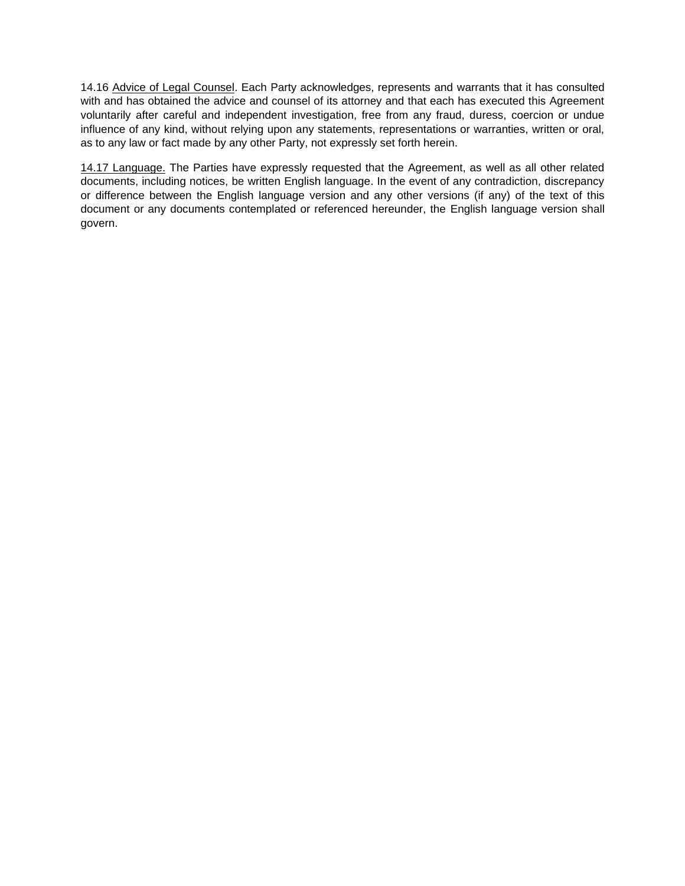14.16 Advice of Legal Counsel. Each Party acknowledges, represents and warrants that it has consulted with and has obtained the advice and counsel of its attorney and that each has executed this Agreement voluntarily after careful and independent investigation, free from any fraud, duress, coercion or undue influence of any kind, without relying upon any statements, representations or warranties, written or oral, as to any law or fact made by any other Party, not expressly set forth herein.

14.17 Language. The Parties have expressly requested that the Agreement, as well as all other related documents, including notices, be written English language. In the event of any contradiction, discrepancy or difference between the English language version and any other versions (if any) of the text of this document or any documents contemplated or referenced hereunder, the English language version shall govern.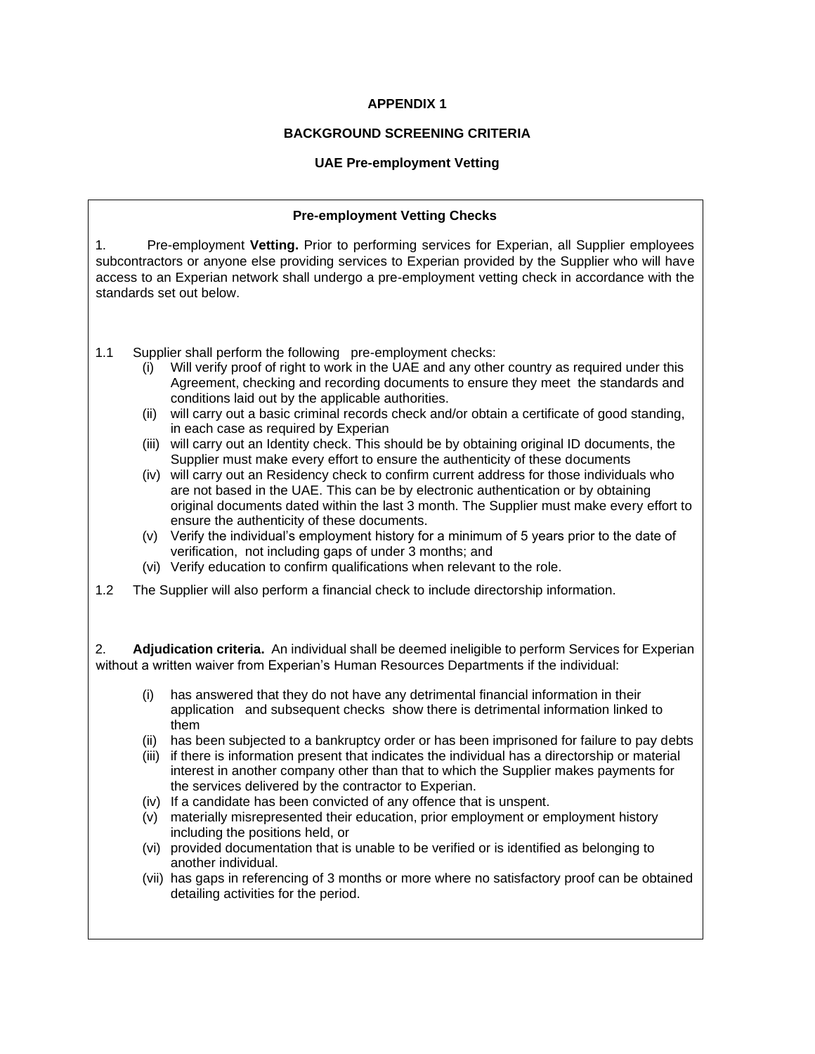# APPENDIX 1

## BACKGROUND SCREENING CRITERIA

### UAE Pre-employment Vetting

**Pre-employment Vetting Checks**

1. Pre-employment **Vetting.** Prior to performing services for Experian, all Supplier employees subcontractors or anyone else providing services to Experian provided by the Supplier who will have access to an Experian network shall undergo a pre-employment vetting check in accordance with the standards set out below.

1.1 Supplier shall perform the following pre-employment checks:

(i) Will verify proof of right to work in the UAE and any other country as required under this Agreement, checking and recording documents to ensure they meet the standards and conditions laid out by the applicable authorities.

(ii) will carry out a basic criminal records check and/or obtain a certificate of good standing, in each case as required by Experian

(iii) will carry out an Identity check. This should be by obtaining original ID documents, the Supplier must make every effort to ensure the authenticity of these documents

(iv) will carry out an Residency check to confirm current address for those individuals who are not based in the UAE. This can be by electronic authentication or by obtaining original documents dated within the last 3 month. The Supplier must make every effort to ensure the authenticity of these documents.

(v) Verify the individual's employment history for a minimum of 5 years prior to the date of verification, not including gaps of under 3 months; and

(vi) Verify education to confirm qualifications when relevant to the role.

1.2 The Supplier will also perform a financial check to include directorship information.

2. **Adjudication criteria.** An individual shall be deemed ineligible to perform Services for Experian without a written waiver from Experian's Human Resources Departments if the individual:

(i) has answered that they do not have any detrimental financial information in their application and subsequent checks show there is detrimental information linked to them

(ii) has been subjected to a bankruptcy order or has been imprisoned for failure to pay debts

(iii) if there is information present that indicates the individual has a directorship or material interest in another company other than that to which the Supplier makes payments for the services delivered by the contractor to Experian.

(iv) If a candidate has been convicted of any offence that is unspent.

(v) materially misrepresented their education, prior employment or employment history including the positions held, or

(vi) provided documentation that is unable to be verified or is identified as belonging to another individual.

(vii) has gaps in referencing of 3 months or more where no satisfactory proof can be obtained detailing activities for the period.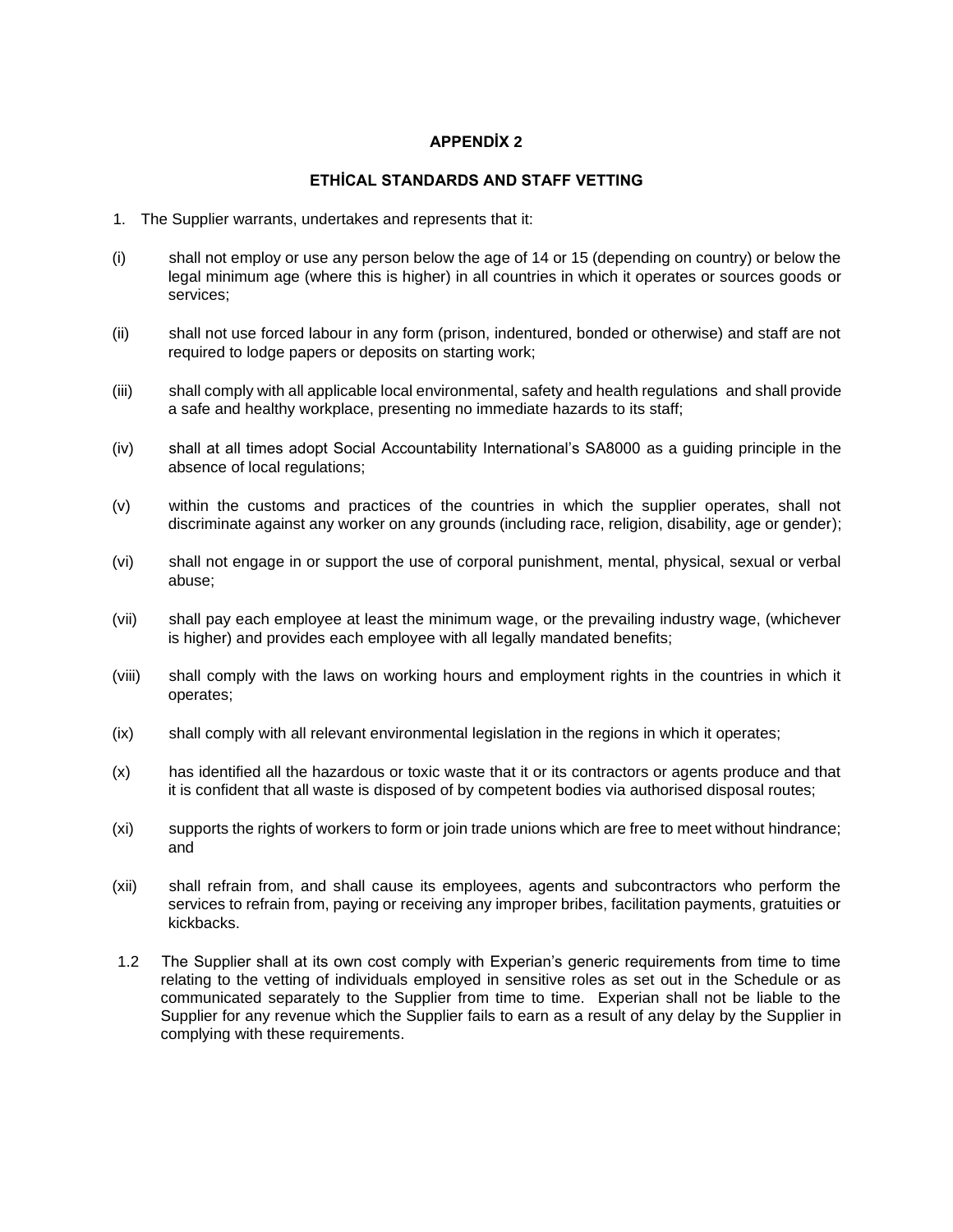**APPENDİX 2**

**ETHİCAL STANDARDS AND STAFF VETTING**

1. The Supplier warrants, undertakes and represents that it:

(i) shall not employ or use any person below the age of 14 or 15 (depending on country) or below the legal minimum age (where this is higher) in all countries in which it operates or sources goods or services;

(ii) shall not use forced labour in any form (prison, indentured, bonded or otherwise) and staff are not required to lodge papers or deposits on starting work;

(iii) shall comply with all applicable local environmental, safety and health regulations and shall provide a safe and healthy workplace, presenting no immediate hazards to its staff;

(iv) shall at all times adopt Social Accountability International's SA8000 as a guiding principle in the absence of local regulations;

(v) within the customs and practices of the countries in which the supplier operates, shall not discriminate against any worker on any grounds (including race, religion, disability, age or gender);

(vi) shall not engage in or support the use of corporal punishment, mental, physical, sexual or verbal abuse;

(vii) shall pay each employee at least the minimum wage, or the prevailing industry wage, (whichever is higher) and provides each employee with all legally mandated benefits;

(viii) shall comply with the laws on working hours and employment rights in the countries in which it operates;

(ix) shall comply with all relevant environmental legislation in the regions in which it operates;

(x) has identified all the hazardous or toxic waste that it or its contractors or agents produce and that it is confident that all waste is disposed of by competent bodies via authorised disposal routes;

(xi) supports the rights of workers to form or join trade unions which are free to meet without hindrance; and

(xii) shall refrain from, and shall cause its employees, agents and subcontractors who perform the services to refrain from, paying or receiving any improper bribes, facilitation payments, gratuities or kickbacks.

1.2 The Supplier shall at its own cost comply with Experian's generic requirements from time to time relating to the vetting of individuals employed in sensitive roles as set out in the Schedule or as communicated separately to the Supplier from time to time. Experian shall not be liable to the Supplier for any revenue which the Supplier fails to earn as a result of any delay by the Supplier in complying with these requirements.